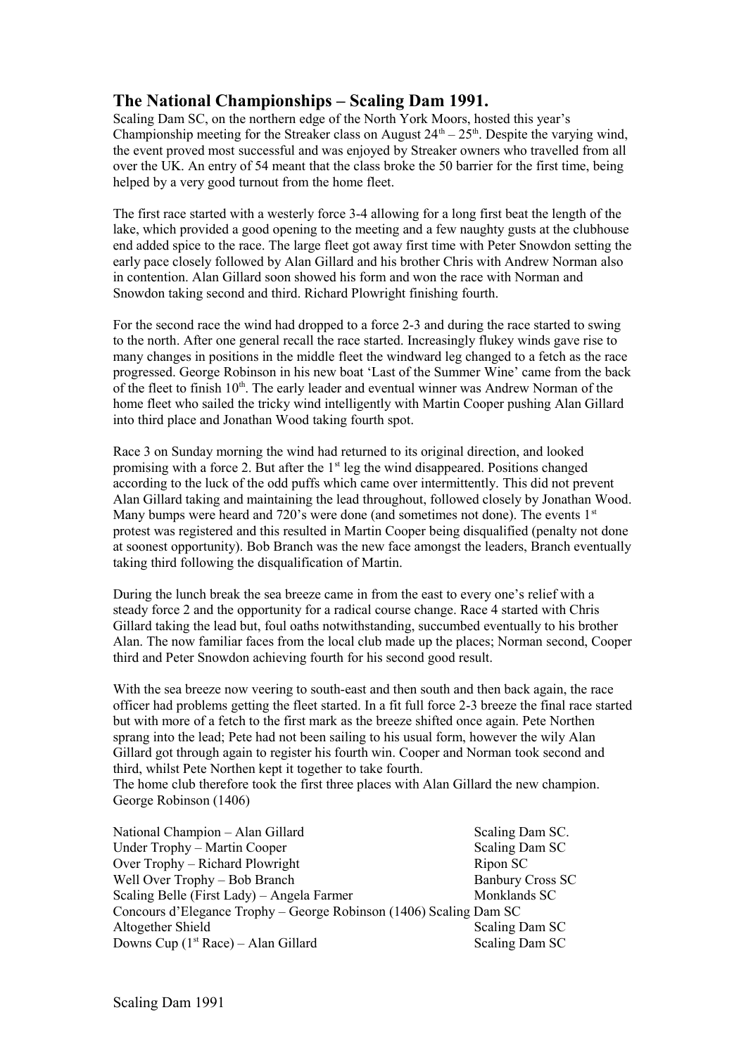## The National Championships – Scaling Dam 1991.

Scaling Dam SC, on the northern edge of the North York Moors, hosted this year's Championship meeting for the Streaker class on August 24th – 25th. Despite the varying wind, the event proved most successful and was enjoyed by Streaker owners who travelled from all over the UK. An entry of 54 meant that the class broke the 50 barrier for the first time, being helped by a very good turnout from the home fleet.

The first race started with a westerly force 3-4 allowing for a long first beat the length of the lake, which provided a good opening to the meeting and a few naughty gusts at the clubhouse end added spice to the race. The large fleet got away first time with Peter Snowdon setting the early pace closely followed by Alan Gillard and his brother Chris with Andrew Norman also in contention. Alan Gillard soon showed his form and won the race with Norman and Snowdon taking second and third. Richard Plowright finishing fourth.

For the second race the wind had dropped to a force 2-3 and during the race started to swing to the north. After one general recall the race started. Increasingly flukey winds gave rise to many changes in positions in the middle fleet the windward leg changed to a fetch as the race progressed. George Robinson in his new boat 'Last of the Summer Wine' came from the back of the fleet to finish 10th. The early leader and eventual winner was Andrew Norman of the home fleet who sailed the tricky wind intelligently with Martin Cooper pushing Alan Gillard into third place and Jonathan Wood taking fourth spot.

Race 3 on Sunday morning the wind had returned to its original direction, and looked promising with a force 2. But after the 1st leg the wind disappeared. Positions changed according to the luck of the odd puffs which came over intermittently. This did not prevent Alan Gillard taking and maintaining the lead throughout, followed closely by Jonathan Wood. Many bumps were heard and 720's were done (and sometimes not done). The events 1st protest was registered and this resulted in Martin Cooper being disqualified (penalty not done at soonest opportunity). Bob Branch was the new face amongst the leaders, Branch eventually taking third following the disqualification of Martin.

During the lunch break the sea breeze came in from the east to every one's relief with a steady force 2 and the opportunity for a radical course change. Race 4 started with Chris Gillard taking the lead but, foul oaths notwithstanding, succumbed eventually to his brother Alan. The now familiar faces from the local club made up the places; Norman second, Cooper third and Peter Snowdon achieving fourth for his second good result.

With the sea breeze now veering to south-east and then south and then back again, the race officer had problems getting the fleet started. In a fit full force 2-3 breeze the final race started but with more of a fetch to the first mark as the breeze shifted once again. Pete Northen sprang into the lead; Pete had not been sailing to his usual form, however the wily Alan Gillard got through again to register his fourth win. Cooper and Norman took second and third, whilst Pete Northen kept it together to take fourth.
The home club therefore took the first three places with Alan Gillard the new champion.
George Robinson (1406)

| | |
|---|---|
| National Champion – Alan Gillard | Scaling Dam SC. |
| Under Trophy – Martin Cooper | Scaling Dam SC |
| Over Trophy – Richard Plowright | Ripon SC |
| Well Over Trophy – Bob Branch | Banbury Cross SC |
| Scaling Belle (First Lady) – Angela Farmer | Monklands SC |
| Concours d'Elegance Trophy – George Robinson (1406) | Scaling Dam SC |
| Altogether Shield | Scaling Dam SC |
| Downs Cup (1st Race) – Alan Gillard | Scaling Dam SC |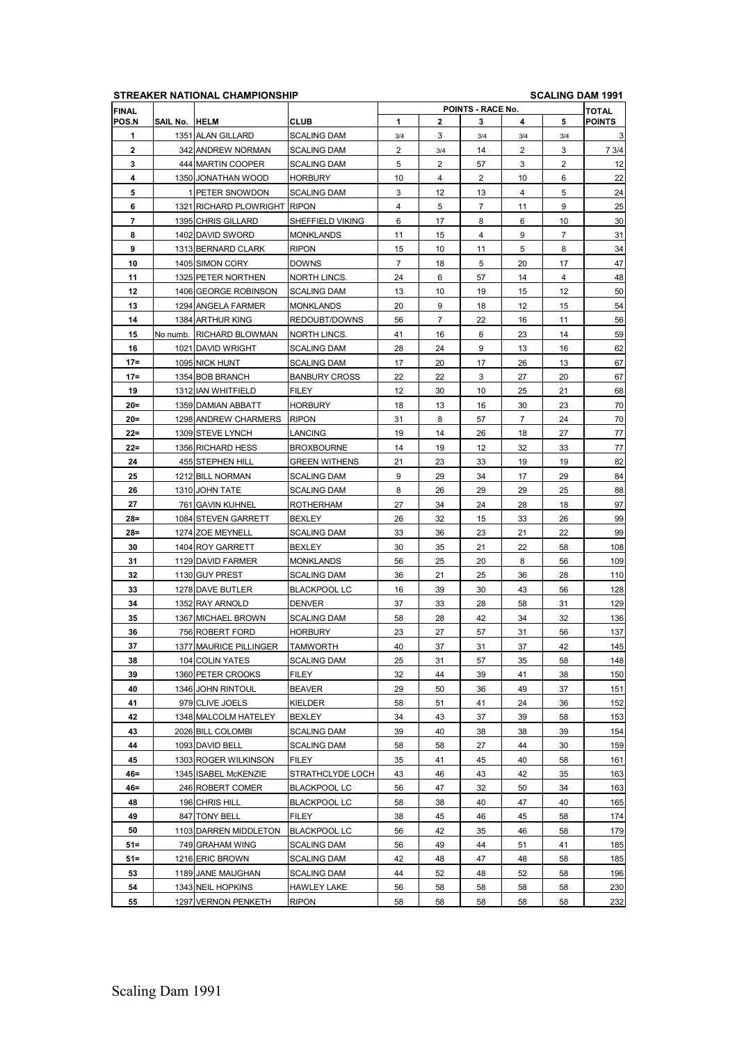**STREAKER NATIONAL CHAMPIONSHIP** **SCALING DAM 1991**

| FINAL POS.N | SAIL No. | HELM | CLUB | POINTS - RACE No. 1 | 2 | 3 | 4 | 5 | TOTAL POINTS |
|---|---|---|---|---|---|---|---|---|---|
| 1 | 1351 | ALAN GILLARD | SCALING DAM | 3/4 | 3 | 3/4 | 3/4 | 3/4 | 3 |
| 2 | 342 | ANDREW NORMAN | SCALING DAM | 2 | 3/4 | 14 | 2 | 3 | 7 3/4 |
| 3 | 444 | MARTIN COOPER | SCALING DAM | 5 | 2 | 57 | 3 | 2 | 12 |
| 4 | 1350 | JONATHAN WOOD | HORBURY | 10 | 4 | 2 | 10 | 6 | 22 |
| 5 | 1 | PETER SNOWDON | SCALING DAM | 3 | 12 | 13 | 4 | 5 | 24 |
| 6 | 1321 | RICHARD PLOWRIGHT | RIPON | 4 | 5 | 7 | 11 | 9 | 25 |
| 7 | 1395 | CHRIS GILLARD | SHEFFIELD VIKING | 6 | 17 | 8 | 6 | 10 | 30 |
| 8 | 1402 | DAVID SWORD | MONKLANDS | 11 | 15 | 4 | 9 | 7 | 31 |
| 9 | 1313 | BERNARD CLARK | RIPON | 15 | 10 | 11 | 5 | 8 | 34 |
| 10 | 1405 | SIMON CORY | DOWNS | 7 | 18 | 5 | 20 | 17 | 47 |
| 11 | 1325 | PETER NORTHEN | NORTH LINCS. | 24 | 6 | 57 | 14 | 4 | 48 |
| 12 | 1406 | GEORGE ROBINSON | SCALING DAM | 13 | 10 | 19 | 15 | 12 | 50 |
| 13 | 1294 | ANGELA FARMER | MONKLANDS | 20 | 9 | 18 | 12 | 15 | 54 |
| 14 | 1384 | ARTHUR KING | REDOUBT/DOWNS | 56 | 7 | 22 | 16 | 11 | 56 |
| 15 | No numb. | RICHARD BLOWMAN | NORTH LINCS. | 41 | 16 | 6 | 23 | 14 | 59 |
| 16 | 1021 | DAVID WRIGHT | SCALING DAM | 28 | 24 | 9 | 13 | 16 | 62 |
| 17= | 1095 | NICK HUNT | SCALING DAM | 17 | 20 | 17 | 26 | 13 | 67 |
| 17= | 1354 | BOB BRANCH | BANBURY CROSS | 22 | 22 | 3 | 27 | 20 | 67 |
| 19 | 1312 | IAN WHITFIELD | FILEY | 12 | 30 | 10 | 25 | 21 | 68 |
| 20= | 1359 | DAMIAN ABBATT | HORBURY | 18 | 13 | 16 | 30 | 23 | 70 |
| 20= | 1298 | ANDREW CHARMERS | RIPON | 31 | 8 | 57 | 7 | 24 | 70 |
| 22= | 1309 | STEVE LYNCH | LANCING | 19 | 14 | 26 | 18 | 27 | 77 |
| 22= | 1356 | RICHARD HESS | BROXBOURNE | 14 | 19 | 12 | 32 | 33 | 77 |
| 24 | 455 | STEPHEN HILL | GREEN WITHENS | 21 | 23 | 33 | 19 | 19 | 82 |
| 25 | 1212 | BILL NORMAN | SCALING DAM | 9 | 29 | 34 | 17 | 29 | 84 |
| 26 | 1310 | JOHN TATE | SCALING DAM | 8 | 26 | 29 | 29 | 25 | 88 |
| 27 | 761 | GAVIN KUHNEL | ROTHERHAM | 27 | 34 | 24 | 28 | 18 | 97 |
| 28= | 1084 | STEVEN GARRETT | BEXLEY | 26 | 32 | 15 | 33 | 26 | 99 |
| 28= | 1274 | ZOE MEYNELL | SCALING DAM | 33 | 36 | 23 | 21 | 22 | 99 |
| 30 | 1404 | ROY GARRETT | BEXLEY | 30 | 35 | 21 | 22 | 58 | 108 |
| 31 | 1129 | DAVID FARMER | MONKLANDS | 56 | 25 | 20 | 8 | 56 | 109 |
| 32 | 1130 | GUY PREST | SCALING DAM | 36 | 21 | 25 | 36 | 28 | 110 |
| 33 | 1278 | DAVE BUTLER | BLACKPOOL LC | 16 | 39 | 30 | 43 | 56 | 128 |
| 34 | 1352 | RAY ARNOLD | DENVER | 37 | 33 | 28 | 58 | 31 | 129 |
| 35 | 1367 | MICHAEL BROWN | SCALING DAM | 58 | 28 | 42 | 34 | 32 | 136 |
| 36 | 756 | ROBERT FORD | HORBURY | 23 | 27 | 57 | 31 | 56 | 137 |
| 37 | 1377 | MAURICE PILLINGER | TAMWORTH | 40 | 37 | 31 | 37 | 42 | 145 |
| 38 | 104 | COLIN YATES | SCALING DAM | 25 | 31 | 57 | 35 | 58 | 148 |
| 39 | 1360 | PETER CROOKS | FILEY | 32 | 44 | 39 | 41 | 38 | 150 |
| 40 | 1346 | JOHN RINTOUL | BEAVER | 29 | 50 | 36 | 49 | 37 | 151 |
| 41 | 979 | CLIVE JOELS | KIELDER | 58 | 51 | 41 | 24 | 36 | 152 |
| 42 | 1348 | MALCOLM HATELEY | BEXLEY | 34 | 43 | 37 | 39 | 58 | 153 |
| 43 | 2026 | BILL COLOMBI | SCALING DAM | 39 | 40 | 38 | 38 | 39 | 154 |
| 44 | 1093 | DAVID BELL | SCALING DAM | 58 | 58 | 27 | 44 | 30 | 159 |
| 45 | 1303 | ROGER WILKINSON | FILEY | 35 | 41 | 45 | 40 | 58 | 161 |
| 46= | 1345 | ISABEL McKENZIE | STRATHCLYDE LOCH | 43 | 46 | 43 | 42 | 35 | 163 |
| 46= | 246 | ROBERT COMER | BLACKPOOL LC | 56 | 47 | 32 | 50 | 34 | 163 |
| 48 | 196 | CHRIS HILL | BLACKPOOL LC | 58 | 38 | 40 | 47 | 40 | 165 |
| 49 | 847 | TONY BELL | FILEY | 38 | 45 | 46 | 45 | 58 | 174 |
| 50 | 1103 | DARREN MIDDLETON | BLACKPOOL LC | 56 | 42 | 35 | 46 | 58 | 179 |
| 51= | 749 | GRAHAM WING | SCALING DAM | 56 | 49 | 44 | 51 | 41 | 185 |
| 51= | 1216 | ERIC BROWN | SCALING DAM | 42 | 48 | 47 | 48 | 58 | 185 |
| 53 | 1189 | JANE MAUGHAN | SCALING DAM | 44 | 52 | 48 | 52 | 58 | 196 |
| 54 | 1343 | NEIL HOPKINS | HAWLEY LAKE | 56 | 58 | 58 | 58 | 58 | 230 |
| 55 | 1297 | VERNON PENKETH | RIPON | 58 | 58 | 58 | 58 | 58 | 232 |

Scaling Dam 1991